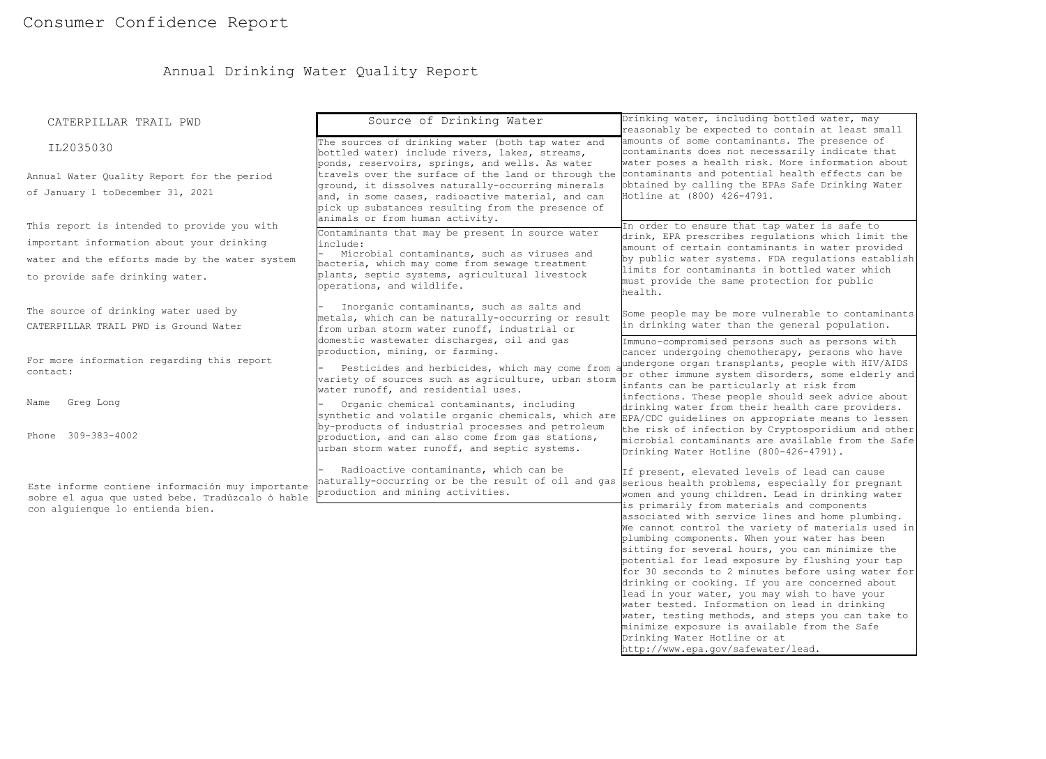# Consumer Confidence Report

## Annual Drinking Water Quality Report

CATERPILLAR TRAIL PWD

IL2035030

Annual Water Quality Report for the period of January 1 toDecember 31, 2021

This report is intended to provide you with important information about your drinking water and the efforts made by the water system to provide safe drinking water.

The source of drinking water used by CATERPILLAR TRAIL PWD is Ground Water

For more information regarding this report contact:

Name Greg Long

Phone 309-383-4002

Este informe contiene información muy importante sobre el agua que usted bebe. Tradúzcalo ó hable con alguienque lo entienda bien.

### Source of Drinking Water

The sources of drinking water (both tap water and bottled water) include rivers, lakes, streams, ponds, reservoirs, springs, and wells. As water travels over the surface of the land or through the ground, it dissolves naturally-occurring minerals and, in some cases, radioactive material, and can pick up substances resulting from the presence of animals or from human activity.

Contaminants that may be present in source water include:

- Microbial contaminants, such as viruses and bacteria, which may come from sewage treatment plants, septic systems, agricultural livestock operations, and wildlife.
- Inorganic contaminants, such as salts and metals, which can be naturally-occurring or result from urban storm water runoff, industrial or domestic wastewater discharges, oil and gas production, mining, or farming.
- Pesticides and herbicides, which may come from a variety of sources such as agriculture, urban storm water runoff, and residential uses.
- Organic chemical contaminants, including synthetic and volatile organic chemicals, which are by-products of industrial processes and petroleum production, and can also come from gas stations, urban storm water runoff, and septic systems.
- Radioactive contaminants, which can be naturally-occurring or be the result of oil and gas production and mining activities.

Drinking water, including bottled water, may reasonably be expected to contain at least small amounts of some contaminants. The presence of contaminants does not necessarily indicate that water poses a health risk. More information about contaminants and potential health effects can be obtained by calling the EPAs Safe Drinking Water Hotline at (800) 426-4791.

In order to ensure that tap water is safe to drink, EPA prescribes regulations which limit the amount of certain contaminants in water provided by public water systems. FDA regulations establish limits for contaminants in bottled water which must provide the same protection for public health.

Some people may be more vulnerable to contaminants in drinking water than the general population.

Immuno-compromised persons such as persons with cancer undergoing chemotherapy, persons who have undergone organ transplants, people with HIV/AIDS or other immune system disorders, some elderly and infants can be particularly at risk from infections. These people should seek advice about drinking water from their health care providers. EPA/CDC guidelines on appropriate means to lessen the risk of infection by Cryptosporidium and other microbial contaminants are available from the Safe Drinking Water Hotline (800-426-4791).

If present, elevated levels of lead can cause serious health problems, especially for pregnant women and young children. Lead in drinking water is primarily from materials and components associated with service lines and home plumbing. We cannot control the variety of materials used in plumbing components. When your water has been sitting for several hours, you can minimize the potential for lead exposure by flushing your tap for 30 seconds to 2 minutes before using water for drinking or cooking. If you are concerned about lead in your water, you may wish to have your water tested. Information on lead in drinking water, testing methods, and steps you can take to minimize exposure is available from the Safe Drinking Water Hotline or at http://www.epa.gov/safewater/lead.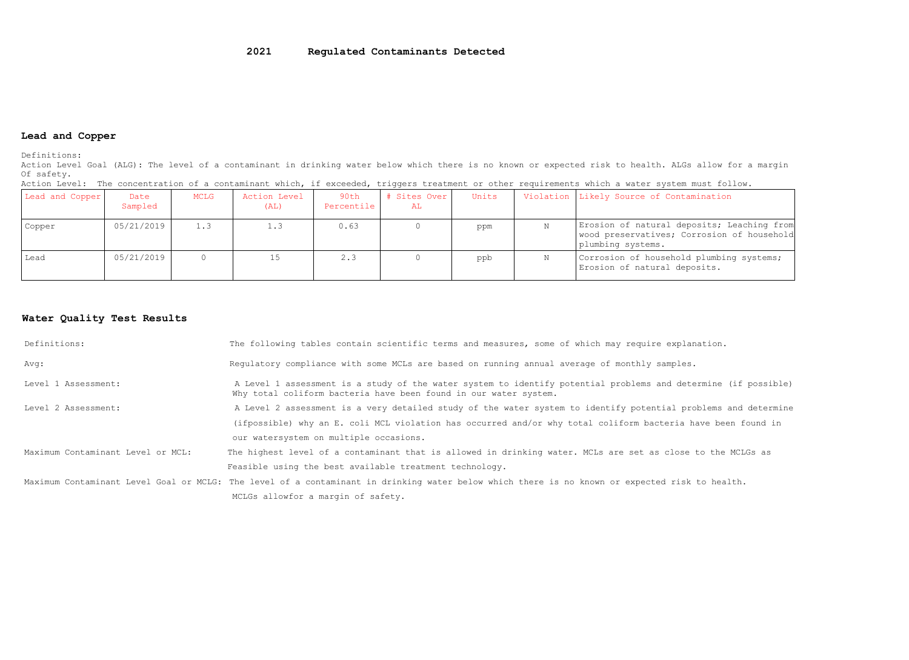# 2021 Regulated Contaminants Detected

## Lead and Copper

Definitions:
Action Level Goal (ALG): The level of a contaminant in drinking water below which there is no known or expected risk to health. ALGs allow for a margin Of safety.
Action Level: The concentration of a contaminant which, if exceeded, triggers treatment or other requirements which a water system must follow.

| Lead and Copper | Date Sampled | MCLG | Action Level (AL) | 90th Percentile | # Sites Over AL | Units | Violation | Likely Source of Contamination |
|---|---|---|---|---|---|---|---|---|
| Copper | 05/21/2019 | 1.3 | 1.3 | 0.63 | 0 | ppm | N | Erosion of natural deposits; Leaching from wood preservatives; Corrosion of household plumbing systems. |
| Lead | 05/21/2019 | 0 | 15 | 2.3 | 0 | ppb | N | Corrosion of household plumbing systems; Erosion of natural deposits. |

## Water Quality Test Results

| | |
|---|---|
| Definitions: | The following tables contain scientific terms and measures, some of which may require explanation. |
| Avg: | Regulatory compliance with some MCLs are based on running annual average of monthly samples. |
| Level 1 Assessment: | A Level 1 assessment is a study of the water system to identify potential problems and determine (if possible) Why total coliform bacteria have been found in our water system. |
| Level 2 Assessment: | A Level 2 assessment is a very detailed study of the water system to identify potential problems and determine (ifpossible) why an E. coli MCL violation has occurred and/or why total coliform bacteria have been found in our watersystem on multiple occasions. |
| Maximum Contaminant Level or MCL: | The highest level of a contaminant that is allowed in drinking water. MCLs are set as close to the MCLGs as Feasible using the best available treatment technology. |
| Maximum Contaminant Level Goal or MCLG: | The level of a contaminant in drinking water below which there is no known or expected risk to health. MCLGs allowfor a margin of safety. |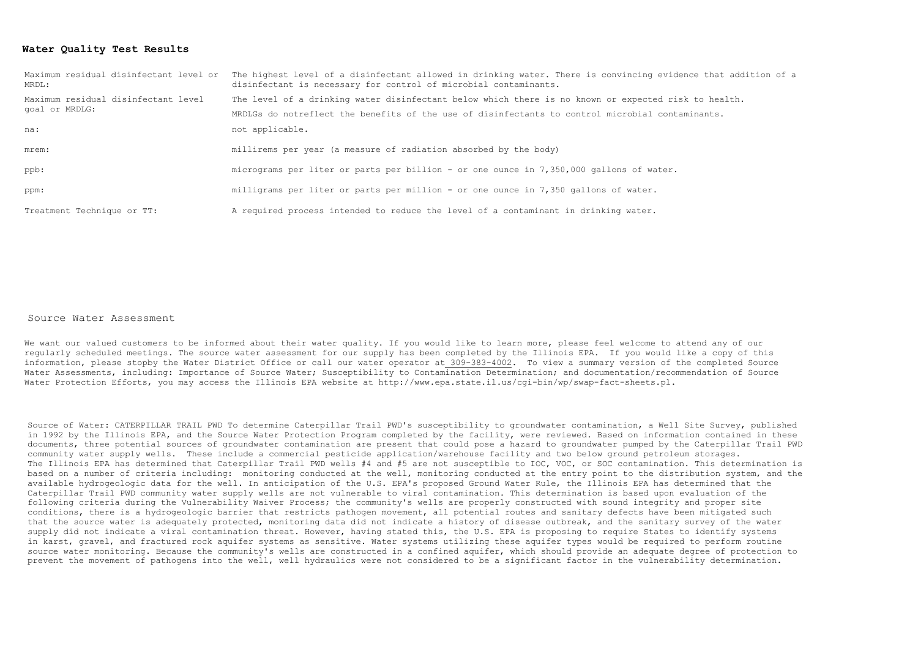**Water Quality Test Results**

| | |
|---|---|
| Maximum residual disinfectant level or MRDL: | The highest level of a disinfectant allowed in drinking water. There is convincing evidence that addition of a disinfectant is necessary for control of microbial contaminants. |
| Maximum residual disinfectant level goal or MRDLG: | The level of a drinking water disinfectant below which there is no known or expected risk to health. MRDLGs do notreflect the benefits of the use of disinfectants to control microbial contaminants. |
| na: | not applicable. |
| mrem: | millirems per year (a measure of radiation absorbed by the body) |
| ppb: | micrograms per liter or parts per billion - or one ounce in 7,350,000 gallons of water. |
| ppm: | milligrams per liter or parts per million - or one ounce in 7,350 gallons of water. |
| Treatment Technique or TT: | A required process intended to reduce the level of a contaminant in drinking water. |

## Source Water Assessment

We want our valued customers to be informed about their water quality. If you would like to learn more, please feel welcome to attend any of our regularly scheduled meetings. The source water assessment for our supply has been completed by the Illinois EPA. If you would like a copy of this information, please stopby the Water District Office or call our water operator at 309-383-4002. To view a summary version of the completed Source Water Assessments, including: Importance of Source Water; Susceptibility to Contamination Determination; and documentation/recommendation of Source Water Protection Efforts, you may access the Illinois EPA website at http://www.epa.state.il.us/cgi-bin/wp/swap-fact-sheets.pl.

Source of Water: CATERPILLAR TRAIL PWD To determine Caterpillar Trail PWD's susceptibility to groundwater contamination, a Well Site Survey, published in 1992 by the Illinois EPA, and the Source Water Protection Program completed by the facility, were reviewed. Based on information contained in these documents, three potential sources of groundwater contamination are present that could pose a hazard to groundwater pumped by the Caterpillar Trail PWD community water supply wells. These include a commercial pesticide application/warehouse facility and two below ground petroleum storages. The Illinois EPA has determined that Caterpillar Trail PWD wells #4 and #5 are not susceptible to IOC, VOC, or SOC contamination. This determination is based on a number of criteria including: monitoring conducted at the well, monitoring conducted at the entry point to the distribution system, and the available hydrogeologic data for the well. In anticipation of the U.S. EPA's proposed Ground Water Rule, the Illinois EPA has determined that the Caterpillar Trail PWD community water supply wells are not vulnerable to viral contamination. This determination is based upon evaluation of the following criteria during the Vulnerability Waiver Process; the community's wells are properly constructed with sound integrity and proper site conditions, there is a hydrogeologic barrier that restricts pathogen movement, all potential routes and sanitary defects have been mitigated such that the source water is adequately protected, monitoring data did not indicate a history of disease outbreak, and the sanitary survey of the water supply did not indicate a viral contamination threat. However, having stated this, the U.S. EPA is proposing to require States to identify systems in karst, gravel, and fractured rock aquifer systems as sensitive. Water systems utilizing these aquifer types would be required to perform routine source water monitoring. Because the community's wells are constructed in a confined aquifer, which should provide an adequate degree of protection to prevent the movement of pathogens into the well, well hydraulics were not considered to be a significant factor in the vulnerability determination.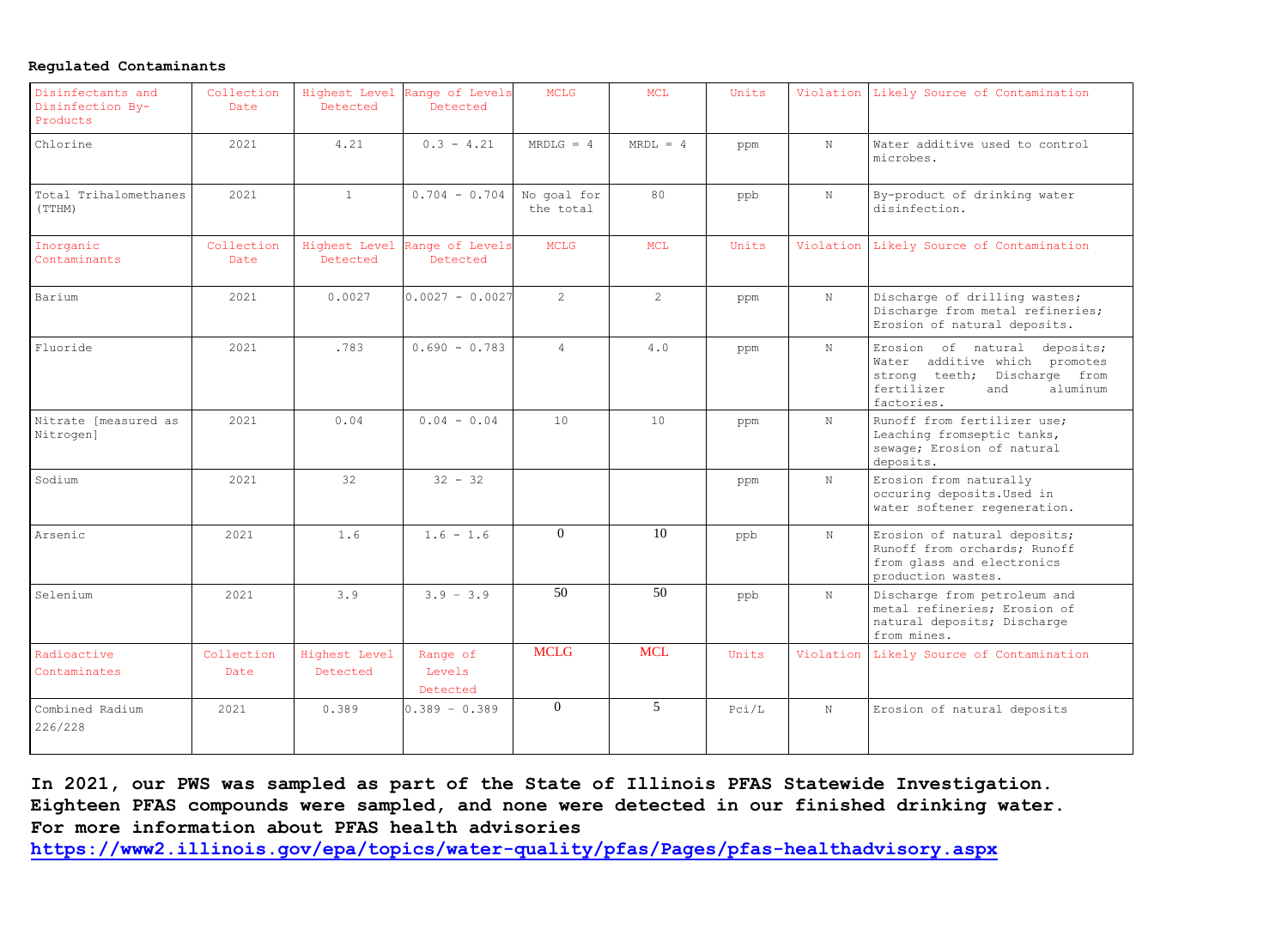**Regulated Contaminants**

| Disinfectants and Disinfection By-Products | Collection Date | Highest Level Detected | Range of Levels Detected | MCLG | MCL | Units | Violation | Likely Source of Contamination |
|---|---|---|---|---|---|---|---|---|
| Chlorine | 2021 | 4.21 | 0.3 - 4.21 | MRDLG = 4 | MRDL = 4 | ppm | N | Water additive used to control microbes. |
| Total Trihalomethanes (TTHM) | 2021 | 1 | 0.704 - 0.704 | No goal for the total | 80 | ppb | N | By-product of drinking water disinfection. |
| **Inorganic Contaminants** | **Collection Date** | **Highest Level Detected** | **Range of Levels Detected** | **MCLG** | **MCL** | **Units** | **Violation** | **Likely Source of Contamination** |
| Barium | 2021 | 0.0027 | 0.0027 - 0.0027 | 2 | 2 | ppm | N | Discharge of drilling wastes; Discharge from metal refineries; Erosion of natural deposits. |
| Fluoride | 2021 | .783 | 0.690 - 0.783 | 4 | 4.0 | ppm | N | Erosion of natural deposits; Water additive which promotes strong teeth; Discharge from fertilizer and aluminum factories. |
| Nitrate [measured as Nitrogen] | 2021 | 0.04 | 0.04 - 0.04 | 10 | 10 | ppm | N | Runoff from fertilizer use; Leaching fromseptic tanks, sewage; Erosion of natural deposits. |
| Sodium | 2021 | 32 | 32 - 32 | | | ppm | N | Erosion from naturally occuring deposits.Used in water softener regeneration. |
| Arsenic | 2021 | 1.6 | 1.6 - 1.6 | 0 | 10 | ppb | N | Erosion of natural deposits; Runoff from orchards; Runoff from glass and electronics production wastes. |
| Selenium | 2021 | 3.9 | 3.9 - 3.9 | 50 | 50 | ppb | N | Discharge from petroleum and metal refineries; Erosion of natural deposits; Discharge from mines. |
| **Radioactive Contaminates** | **Collection Date** | **Highest Level Detected** | **Range of Levels Detected** | **MCLG** | **MCL** | **Units** | **Violation** | **Likely Source of Contamination** |
| Combined Radium 226/228 | 2021 | 0.389 | 0.389 - 0.389 | 0 | 5 | Pci/L | N | Erosion of natural deposits |

**In 2021, our PWS was sampled as part of the State of Illinois PFAS Statewide Investigation. Eighteen PFAS compounds were sampled, and none were detected in our finished drinking water. For more information about PFAS health advisories**
**https://www2.illinois.gov/epa/topics/water-quality/pfas/Pages/pfas-healthadvisory.aspx**